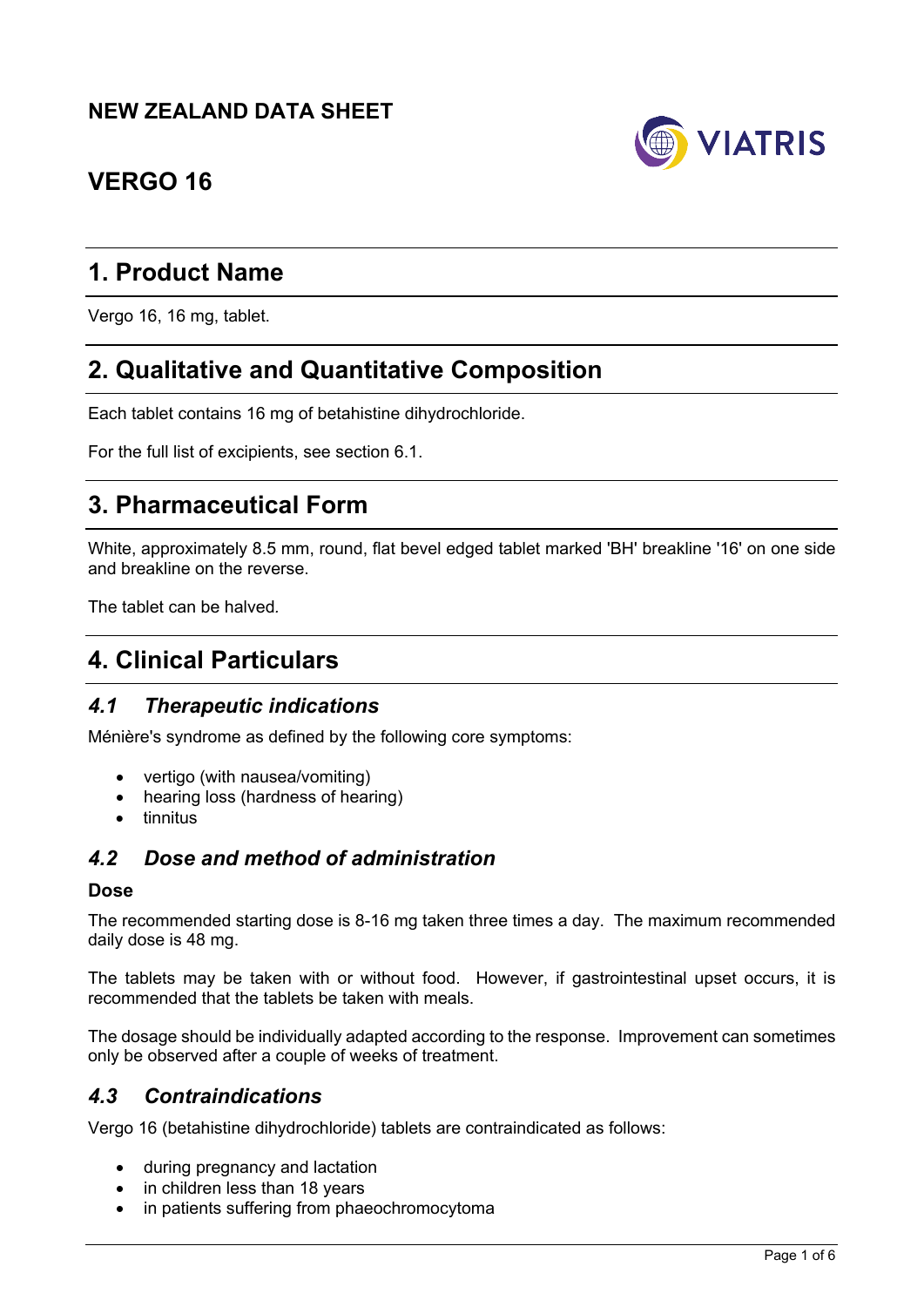# NEW ZEALAND DATA SHEET

# VERGO 16

## 1. Product Name

Vergo 16, 16 mg, tablet.

## 2. Qualitative and Quantitative Composition

Each tablet contains 16 mg of betahistine dihydrochloride.

For the full list of excipients, see section 6.1.

## 3. Pharmaceutical Form

White, approximately 8.5 mm, round, flat bevel edged tablet marked 'BH' breakline '16' on one side and breakline on the reverse.

The tablet can be halved.

## 4. Clinical Particulars

### *4.1 Therapeutic indications*

Ménière's syndrome as defined by the following core symptoms:

- vertigo (with nausea/vomiting)
- hearing loss (hardness of hearing)
- tinnitus

### *4.2 Dose and method of administration*

**Dose**

The recommended starting dose is 8-16 mg taken three times a day. The maximum recommended daily dose is 48 mg.

The tablets may be taken with or without food. However, if gastrointestinal upset occurs, it is recommended that the tablets be taken with meals.

The dosage should be individually adapted according to the response. Improvement can sometimes only be observed after a couple of weeks of treatment.

### *4.3 Contraindications*

Vergo 16 (betahistine dihydrochloride) tablets are contraindicated as follows:

- during pregnancy and lactation
- in children less than 18 years
- in patients suffering from phaeochromocytoma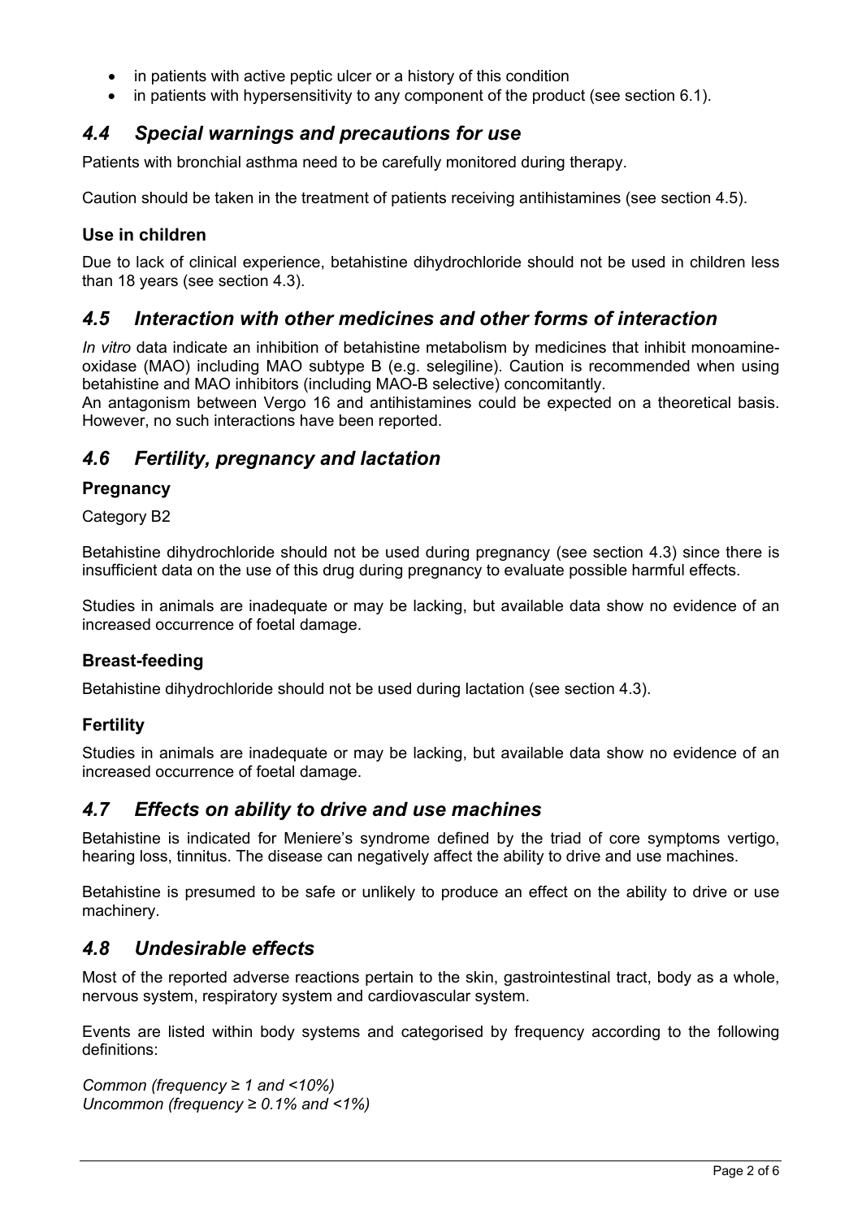- in patients with active peptic ulcer or a history of this condition
- in patients with hypersensitivity to any component of the product (see section 6.1).

## *4.4 Special warnings and precautions for use*

Patients with bronchial asthma need to be carefully monitored during therapy.

Caution should be taken in the treatment of patients receiving antihistamines (see section 4.5).

### Use in children

Due to lack of clinical experience, betahistine dihydrochloride should not be used in children less than 18 years (see section 4.3).

## *4.5 Interaction with other medicines and other forms of interaction*

*In vitro* data indicate an inhibition of betahistine metabolism by medicines that inhibit monoamine-oxidase (MAO) including MAO subtype B (e.g. selegiline). Caution is recommended when using betahistine and MAO inhibitors (including MAO-B selective) concomitantly.
An antagonism between Vergo 16 and antihistamines could be expected on a theoretical basis. However, no such interactions have been reported.

## *4.6 Fertility, pregnancy and lactation*

### Pregnancy

Category B2

Betahistine dihydrochloride should not be used during pregnancy (see section 4.3) since there is insufficient data on the use of this drug during pregnancy to evaluate possible harmful effects.

Studies in animals are inadequate or may be lacking, but available data show no evidence of an increased occurrence of foetal damage.

### Breast-feeding

Betahistine dihydrochloride should not be used during lactation (see section 4.3).

### Fertility

Studies in animals are inadequate or may be lacking, but available data show no evidence of an increased occurrence of foetal damage.

## *4.7 Effects on ability to drive and use machines*

Betahistine is indicated for Meniere's syndrome defined by the triad of core symptoms vertigo, hearing loss, tinnitus. The disease can negatively affect the ability to drive and use machines.

Betahistine is presumed to be safe or unlikely to produce an effect on the ability to drive or use machinery.

## *4.8 Undesirable effects*

Most of the reported adverse reactions pertain to the skin, gastrointestinal tract, body as a whole, nervous system, respiratory system and cardiovascular system.

Events are listed within body systems and categorised by frequency according to the following definitions:

*Common (frequency ≥ 1 and <10%)*
*Uncommon (frequency ≥ 0.1% and <1%)*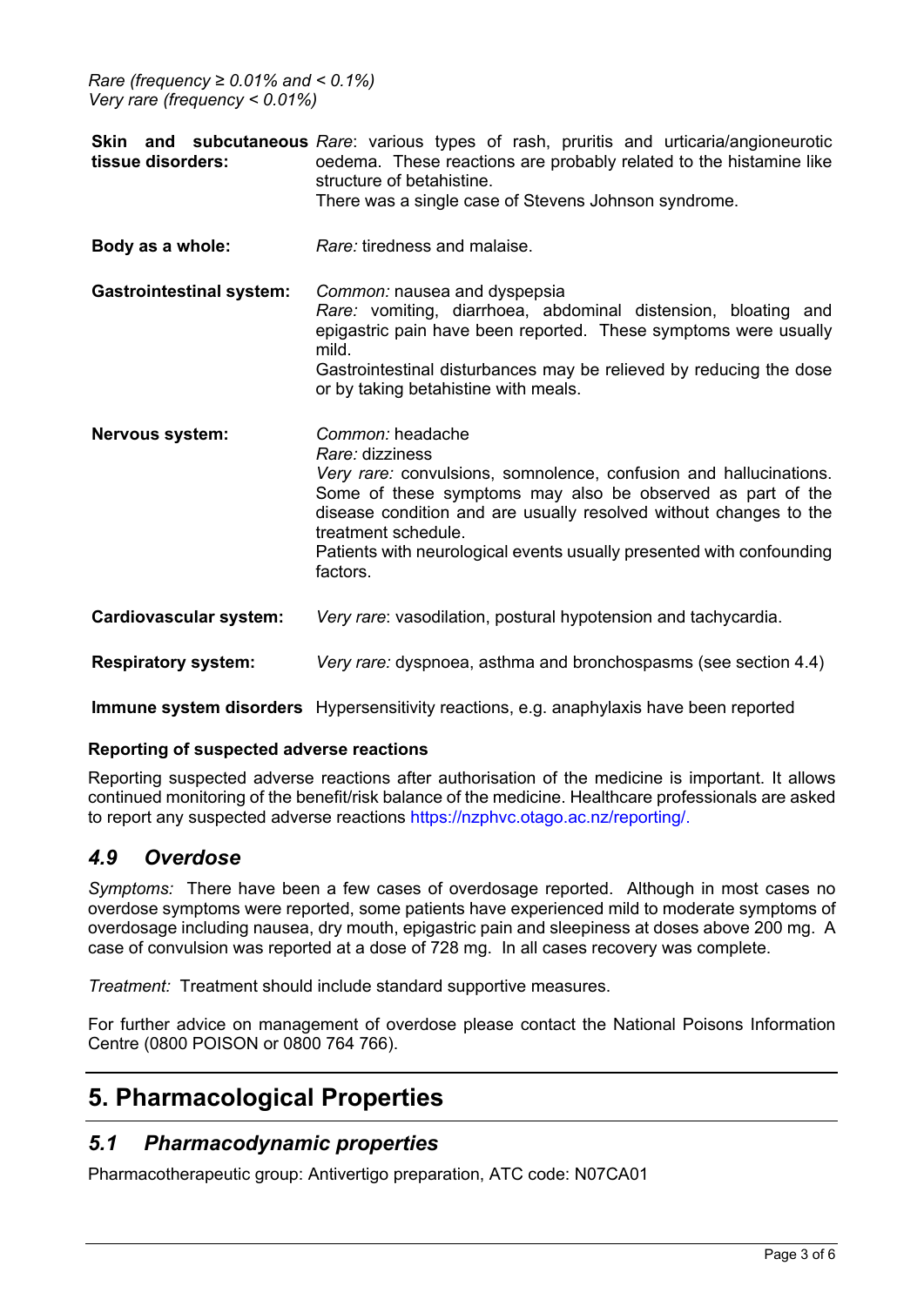*Rare (frequency ≥ 0.01% and < 0.1%)*
*Very rare (frequency < 0.01%)*

| | |
|---|---|
| **Skin and subcutaneous tissue disorders:** | *Rare*: various types of rash, pruritis and urticaria/angioneurotic oedema. These reactions are probably related to the histamine like structure of betahistine. There was a single case of Stevens Johnson syndrome. |
| **Body as a whole:** | *Rare:* tiredness and malaise. |
| **Gastrointestinal system:** | *Common:* nausea and dyspepsia<br>*Rare:* vomiting, diarrhoea, abdominal distension, bloating and epigastric pain have been reported. These symptoms were usually mild.<br>Gastrointestinal disturbances may be relieved by reducing the dose or by taking betahistine with meals. |
| **Nervous system:** | *Common:* headache<br>*Rare:* dizziness<br>*Very rare:* convulsions, somnolence, confusion and hallucinations. Some of these symptoms may also be observed as part of the disease condition and are usually resolved without changes to the treatment schedule.<br>Patients with neurological events usually presented with confounding factors. |
| **Cardiovascular system:** | *Very rare*: vasodilation, postural hypotension and tachycardia. |
| **Respiratory system:** | *Very rare:* dyspnoea, asthma and bronchospasms (see section 4.4) |
| **Immune system disorders** | Hypersensitivity reactions, e.g. anaphylaxis have been reported |

**Reporting of suspected adverse reactions**

Reporting suspected adverse reactions after authorisation of the medicine is important. It allows continued monitoring of the benefit/risk balance of the medicine. Healthcare professionals are asked to report any suspected adverse reactions https://nzphvc.otago.ac.nz/reporting/.

## *4.9 Overdose*

*Symptoms:* There have been a few cases of overdosage reported. Although in most cases no overdose symptoms were reported, some patients have experienced mild to moderate symptoms of overdosage including nausea, dry mouth, epigastric pain and sleepiness at doses above 200 mg. A case of convulsion was reported at a dose of 728 mg. In all cases recovery was complete.

*Treatment:* Treatment should include standard supportive measures.

For further advice on management of overdose please contact the National Poisons Information Centre (0800 POISON or 0800 764 766).

# 5. Pharmacological Properties

## *5.1 Pharmacodynamic properties*

Pharmacotherapeutic group: Antivertigo preparation, ATC code: N07CA01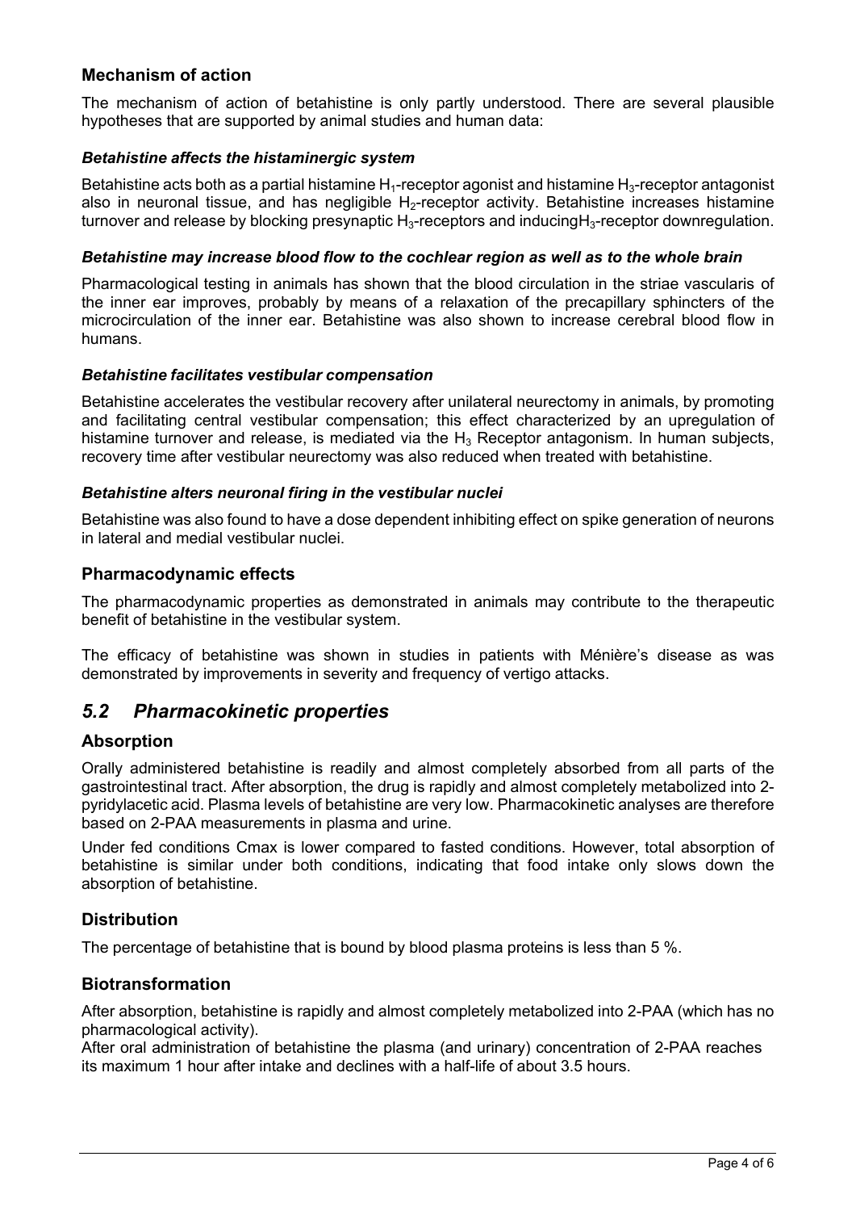### Mechanism of action

The mechanism of action of betahistine is only partly understood. There are several plausible hypotheses that are supported by animal studies and human data:

#### *Betahistine affects the histaminergic system*

Betahistine acts both as a partial histamine $H_1$-receptor agonist and histamine $H_3$-receptor antagonist also in neuronal tissue, and has negligible $H_2$-receptor activity. Betahistine increases histamine turnover and release by blocking presynaptic $H_3$-receptors and inducing$H_3$-receptor downregulation.

#### *Betahistine may increase blood flow to the cochlear region as well as to the whole brain*

Pharmacological testing in animals has shown that the blood circulation in the striae vascularis of the inner ear improves, probably by means of a relaxation of the precapillary sphincters of the microcirculation of the inner ear. Betahistine was also shown to increase cerebral blood flow in humans.

#### *Betahistine facilitates vestibular compensation*

Betahistine accelerates the vestibular recovery after unilateral neurectomy in animals, by promoting and facilitating central vestibular compensation; this effect characterized by an upregulation of histamine turnover and release, is mediated via the $H_3$ Receptor antagonism. In human subjects, recovery time after vestibular neurectomy was also reduced when treated with betahistine.

#### *Betahistine alters neuronal firing in the vestibular nuclei*

Betahistine was also found to have a dose dependent inhibiting effect on spike generation of neurons in lateral and medial vestibular nuclei.

### Pharmacodynamic effects

The pharmacodynamic properties as demonstrated in animals may contribute to the therapeutic benefit of betahistine in the vestibular system.

The efficacy of betahistine was shown in studies in patients with Ménière's disease as was demonstrated by improvements in severity and frequency of vertigo attacks.

## *5.2 Pharmacokinetic properties*

### Absorption

Orally administered betahistine is readily and almost completely absorbed from all parts of the gastrointestinal tract. After absorption, the drug is rapidly and almost completely metabolized into 2-pyridylacetic acid. Plasma levels of betahistine are very low. Pharmacokinetic analyses are therefore based on 2-PAA measurements in plasma and urine.

Under fed conditions Cmax is lower compared to fasted conditions. However, total absorption of betahistine is similar under both conditions, indicating that food intake only slows down the absorption of betahistine.

### Distribution

The percentage of betahistine that is bound by blood plasma proteins is less than 5 %.

### Biotransformation

After absorption, betahistine is rapidly and almost completely metabolized into 2-PAA (which has no pharmacological activity).

After oral administration of betahistine the plasma (and urinary) concentration of 2-PAA reaches its maximum 1 hour after intake and declines with a half-life of about 3.5 hours.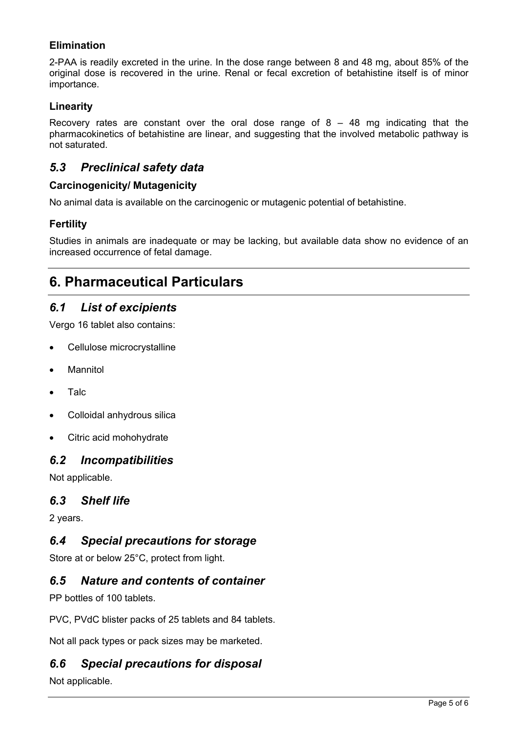### Elimination

2-PAA is readily excreted in the urine. In the dose range between 8 and 48 mg, about 85% of the original dose is recovered in the urine. Renal or fecal excretion of betahistine itself is of minor importance.

### Linearity

Recovery rates are constant over the oral dose range of 8 – 48 mg indicating that the pharmacokinetics of betahistine are linear, and suggesting that the involved metabolic pathway is not saturated.

## *5.3 Preclinical safety data*

### Carcinogenicity/ Mutagenicity

No animal data is available on the carcinogenic or mutagenic potential of betahistine.

### Fertility

Studies in animals are inadequate or may be lacking, but available data show no evidence of an increased occurrence of fetal damage.

# 6. Pharmaceutical Particulars

## *6.1 List of excipients*

Vergo 16 tablet also contains:

- Cellulose microcrystalline
- Mannitol
- Talc
- Colloidal anhydrous silica
- Citric acid mohohydrate

## *6.2 Incompatibilities*

Not applicable.

## *6.3 Shelf life*

2 years.

## *6.4 Special precautions for storage*

Store at or below 25°C, protect from light.

## *6.5 Nature and contents of container*

PP bottles of 100 tablets.

PVC, PVdC blister packs of 25 tablets and 84 tablets.

Not all pack types or pack sizes may be marketed.

## *6.6 Special precautions for disposal*

Not applicable.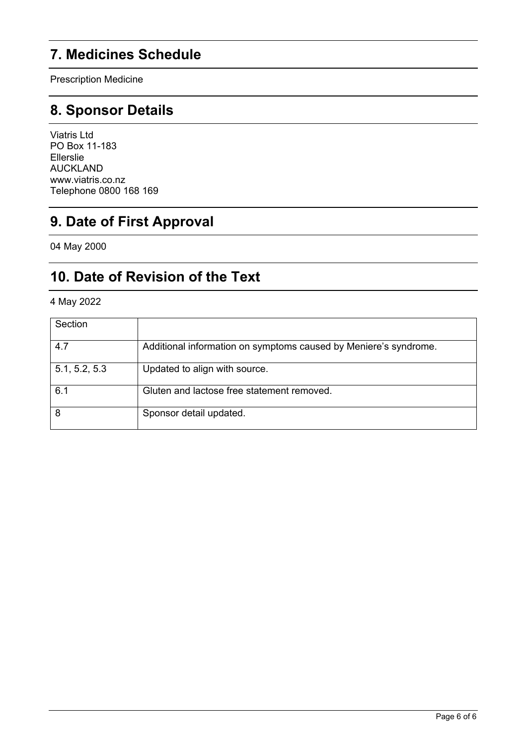## 7. Medicines Schedule

Prescription Medicine

## 8. Sponsor Details

Viatris Ltd
PO Box 11-183
Ellerslie
AUCKLAND
www.viatris.co.nz
Telephone 0800 168 169

## 9. Date of First Approval

04 May 2000

## 10. Date of Revision of the Text

4 May 2022

| Section | |
|---|---|
| 4.7 | Additional information on symptoms caused by Meniere's syndrome. |
| 5.1, 5.2, 5.3 | Updated to align with source. |
| 6.1 | Gluten and lactose free statement removed. |
| 8 | Sponsor detail updated. |